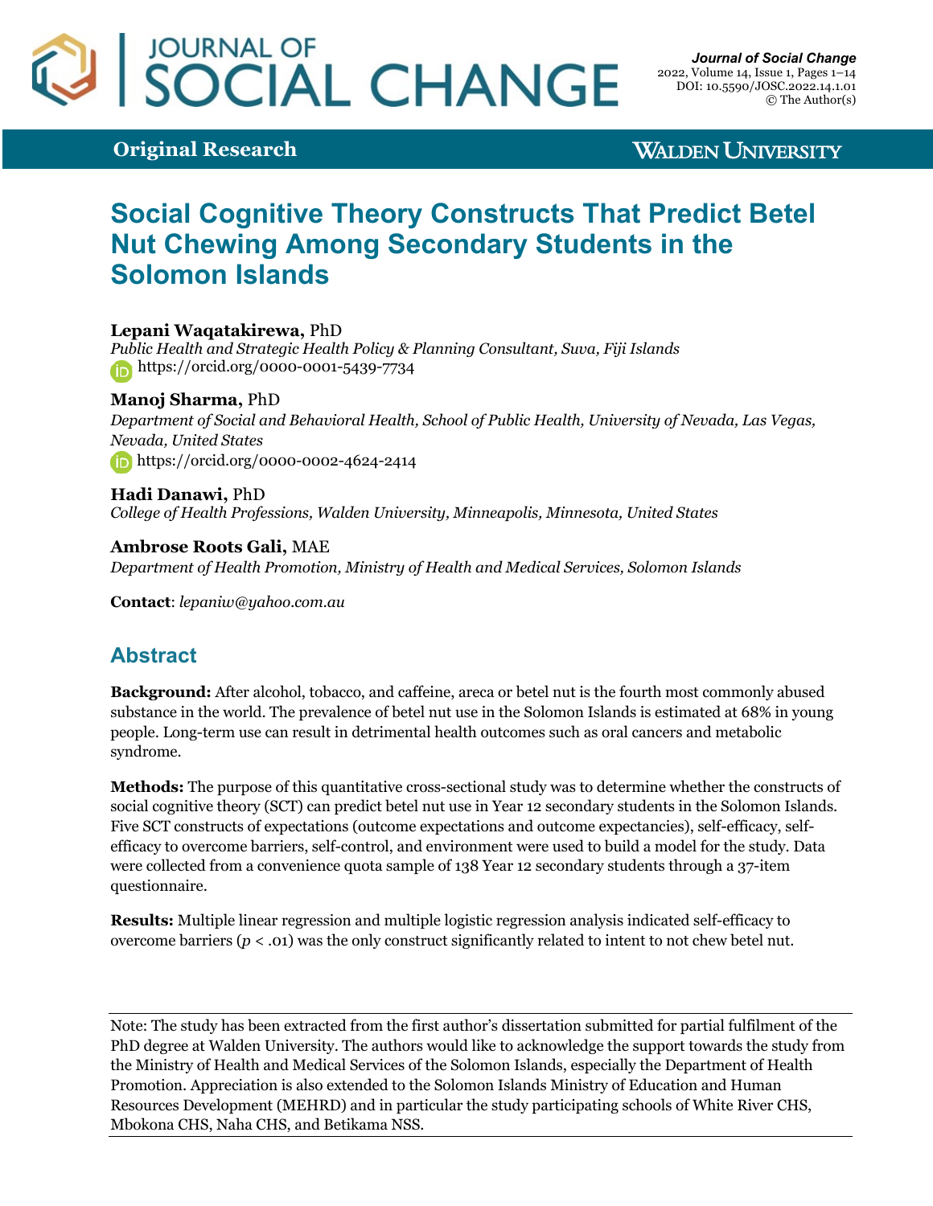Original Research

# Social Cognitive Theory Constructs That Predict Betel Nut Chewing Among Secondary Students in the Solomon Islands

**Lepani Waqatakirewa,** PhD
*Public Health and Strategic Health Policy & Planning Consultant, Suva, Fiji Islands*
https://orcid.org/0000-0001-5439-7734

**Manoj Sharma,** PhD
*Department of Social and Behavioral Health, School of Public Health, University of Nevada, Las Vegas, Nevada, United States*
https://orcid.org/0000-0002-4624-2414

**Hadi Danawi,** PhD
*College of Health Professions, Walden University, Minneapolis, Minnesota, United States*

**Ambrose Roots Gali,** MAE
*Department of Health Promotion, Ministry of Health and Medical Services, Solomon Islands*

**Contact**: *lepaniw@yahoo.com.au*

## Abstract

**Background:** After alcohol, tobacco, and caffeine, areca or betel nut is the fourth most commonly abused substance in the world. The prevalence of betel nut use in the Solomon Islands is estimated at 68% in young people. Long-term use can result in detrimental health outcomes such as oral cancers and metabolic syndrome.

**Methods:** The purpose of this quantitative cross-sectional study was to determine whether the constructs of social cognitive theory (SCT) can predict betel nut use in Year 12 secondary students in the Solomon Islands. Five SCT constructs of expectations (outcome expectations and outcome expectancies), self-efficacy, self-efficacy to overcome barriers, self-control, and environment were used to build a model for the study. Data were collected from a convenience quota sample of 138 Year 12 secondary students through a 37-item questionnaire.

**Results:** Multiple linear regression and multiple logistic regression analysis indicated self-efficacy to overcome barriers ($p < .01$) was the only construct significantly related to intent to not chew betel nut.

---

Note: The study has been extracted from the first author's dissertation submitted for partial fulfilment of the PhD degree at Walden University. The authors would like to acknowledge the support towards the study from the Ministry of Health and Medical Services of the Solomon Islands, especially the Department of Health Promotion. Appreciation is also extended to the Solomon Islands Ministry of Education and Human Resources Development (MEHRD) and in particular the study participating schools of White River CHS, Mbokona CHS, Naha CHS, and Betikama NSS.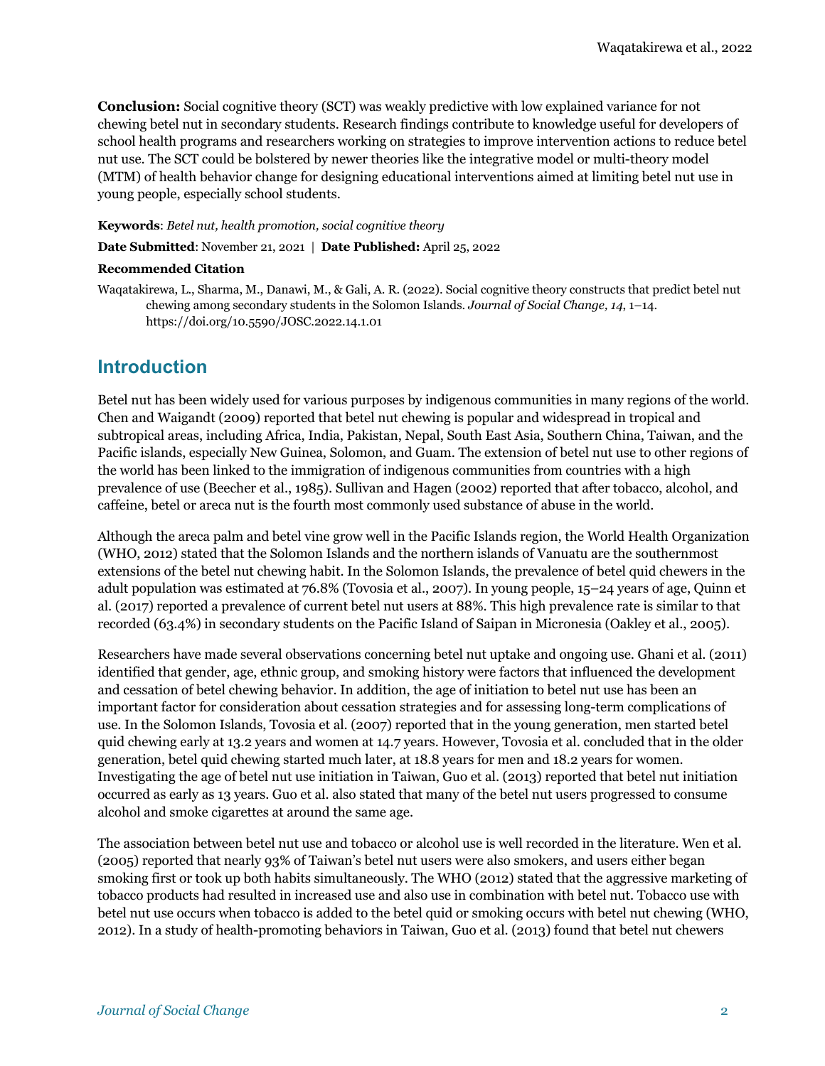**Conclusion:** Social cognitive theory (SCT) was weakly predictive with low explained variance for not chewing betel nut in secondary students. Research findings contribute to knowledge useful for developers of school health programs and researchers working on strategies to improve intervention actions to reduce betel nut use. The SCT could be bolstered by newer theories like the integrative model or multi-theory model (MTM) of health behavior change for designing educational interventions aimed at limiting betel nut use in young people, especially school students.

**Keywords**: *Betel nut, health promotion, social cognitive theory*

**Date Submitted**: November 21, 2021 | **Date Published:** April 25, 2022

**Recommended Citation**

Waqatakirewa, L., Sharma, M., Danawi, M., & Gali, A. R. (2022). Social cognitive theory constructs that predict betel nut chewing among secondary students in the Solomon Islands. *Journal of Social Change, 14*, 1–14. https://doi.org/10.5590/JOSC.2022.14.1.01

## Introduction

Betel nut has been widely used for various purposes by indigenous communities in many regions of the world. Chen and Waigandt (2009) reported that betel nut chewing is popular and widespread in tropical and subtropical areas, including Africa, India, Pakistan, Nepal, South East Asia, Southern China, Taiwan, and the Pacific islands, especially New Guinea, Solomon, and Guam. The extension of betel nut use to other regions of the world has been linked to the immigration of indigenous communities from countries with a high prevalence of use (Beecher et al., 1985). Sullivan and Hagen (2002) reported that after tobacco, alcohol, and caffeine, betel or areca nut is the fourth most commonly used substance of abuse in the world.

Although the areca palm and betel vine grow well in the Pacific Islands region, the World Health Organization (WHO, 2012) stated that the Solomon Islands and the northern islands of Vanuatu are the southernmost extensions of the betel nut chewing habit. In the Solomon Islands, the prevalence of betel quid chewers in the adult population was estimated at 76.8% (Tovosia et al., 2007). In young people, 15–24 years of age, Quinn et al. (2017) reported a prevalence of current betel nut users at 88%. This high prevalence rate is similar to that recorded (63.4%) in secondary students on the Pacific Island of Saipan in Micronesia (Oakley et al., 2005).

Researchers have made several observations concerning betel nut uptake and ongoing use. Ghani et al. (2011) identified that gender, age, ethnic group, and smoking history were factors that influenced the development and cessation of betel chewing behavior. In addition, the age of initiation to betel nut use has been an important factor for consideration about cessation strategies and for assessing long-term complications of use. In the Solomon Islands, Tovosia et al. (2007) reported that in the young generation, men started betel quid chewing early at 13.2 years and women at 14.7 years. However, Tovosia et al. concluded that in the older generation, betel quid chewing started much later, at 18.8 years for men and 18.2 years for women. Investigating the age of betel nut use initiation in Taiwan, Guo et al. (2013) reported that betel nut initiation occurred as early as 13 years. Guo et al. also stated that many of the betel nut users progressed to consume alcohol and smoke cigarettes at around the same age.

The association between betel nut use and tobacco or alcohol use is well recorded in the literature. Wen et al. (2005) reported that nearly 93% of Taiwan's betel nut users were also smokers, and users either began smoking first or took up both habits simultaneously. The WHO (2012) stated that the aggressive marketing of tobacco products had resulted in increased use and also use in combination with betel nut. Tobacco use with betel nut use occurs when tobacco is added to the betel quid or smoking occurs with betel nut chewing (WHO, 2012). In a study of health-promoting behaviors in Taiwan, Guo et al. (2013) found that betel nut chewers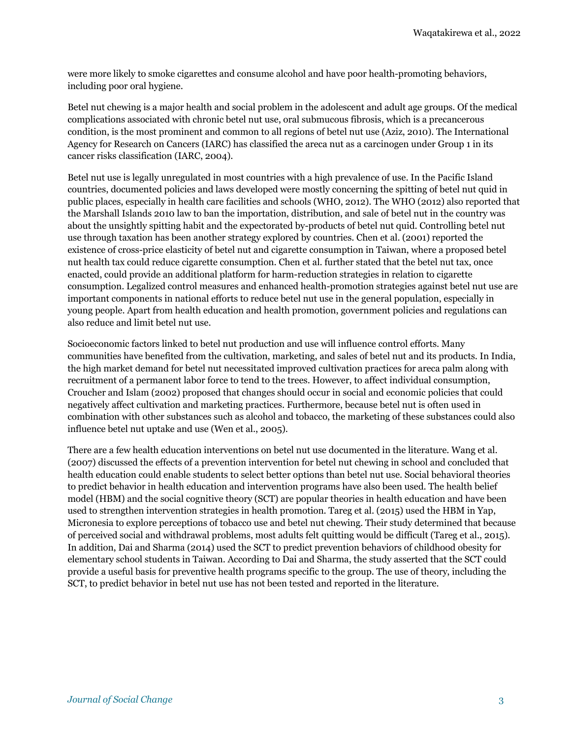were more likely to smoke cigarettes and consume alcohol and have poor health-promoting behaviors, including poor oral hygiene.

Betel nut chewing is a major health and social problem in the adolescent and adult age groups. Of the medical complications associated with chronic betel nut use, oral submucous fibrosis, which is a precancerous condition, is the most prominent and common to all regions of betel nut use (Aziz, 2010). The International Agency for Research on Cancers (IARC) has classified the areca nut as a carcinogen under Group 1 in its cancer risks classification (IARC, 2004).

Betel nut use is legally unregulated in most countries with a high prevalence of use. In the Pacific Island countries, documented policies and laws developed were mostly concerning the spitting of betel nut quid in public places, especially in health care facilities and schools (WHO, 2012). The WHO (2012) also reported that the Marshall Islands 2010 law to ban the importation, distribution, and sale of betel nut in the country was about the unsightly spitting habit and the expectorated by-products of betel nut quid. Controlling betel nut use through taxation has been another strategy explored by countries. Chen et al. (2001) reported the existence of cross-price elasticity of betel nut and cigarette consumption in Taiwan, where a proposed betel nut health tax could reduce cigarette consumption. Chen et al. further stated that the betel nut tax, once enacted, could provide an additional platform for harm-reduction strategies in relation to cigarette consumption. Legalized control measures and enhanced health-promotion strategies against betel nut use are important components in national efforts to reduce betel nut use in the general population, especially in young people. Apart from health education and health promotion, government policies and regulations can also reduce and limit betel nut use.

Socioeconomic factors linked to betel nut production and use will influence control efforts. Many communities have benefited from the cultivation, marketing, and sales of betel nut and its products. In India, the high market demand for betel nut necessitated improved cultivation practices for areca palm along with recruitment of a permanent labor force to tend to the trees. However, to affect individual consumption, Croucher and Islam (2002) proposed that changes should occur in social and economic policies that could negatively affect cultivation and marketing practices. Furthermore, because betel nut is often used in combination with other substances such as alcohol and tobacco, the marketing of these substances could also influence betel nut uptake and use (Wen et al., 2005).

There are a few health education interventions on betel nut use documented in the literature. Wang et al. (2007) discussed the effects of a prevention intervention for betel nut chewing in school and concluded that health education could enable students to select better options than betel nut use. Social behavioral theories to predict behavior in health education and intervention programs have also been used. The health belief model (HBM) and the social cognitive theory (SCT) are popular theories in health education and have been used to strengthen intervention strategies in health promotion. Tareg et al. (2015) used the HBM in Yap, Micronesia to explore perceptions of tobacco use and betel nut chewing. Their study determined that because of perceived social and withdrawal problems, most adults felt quitting would be difficult (Tareg et al., 2015). In addition, Dai and Sharma (2014) used the SCT to predict prevention behaviors of childhood obesity for elementary school students in Taiwan. According to Dai and Sharma, the study asserted that the SCT could provide a useful basis for preventive health programs specific to the group. The use of theory, including the SCT, to predict behavior in betel nut use has not been tested and reported in the literature.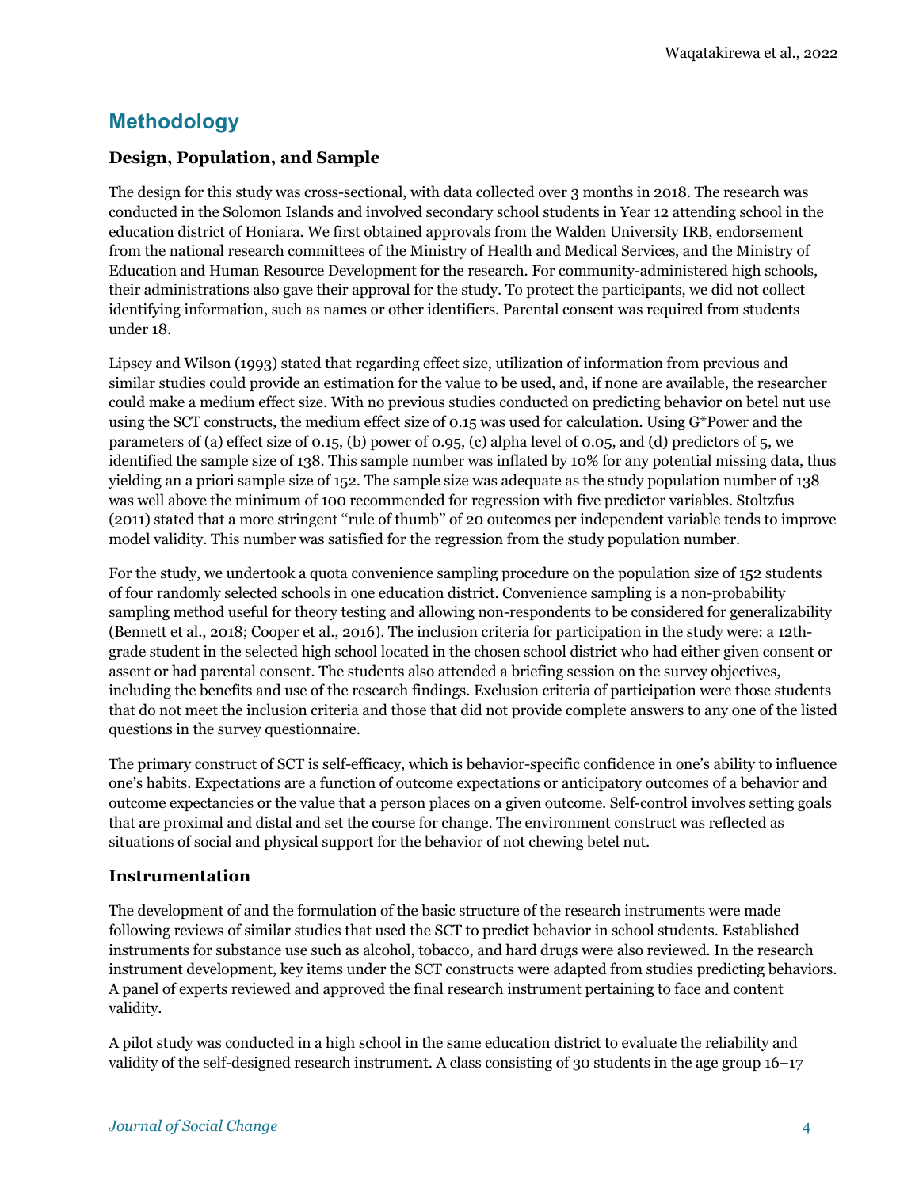## Methodology

### Design, Population, and Sample

The design for this study was cross-sectional, with data collected over 3 months in 2018. The research was conducted in the Solomon Islands and involved secondary school students in Year 12 attending school in the education district of Honiara. We first obtained approvals from the Walden University IRB, endorsement from the national research committees of the Ministry of Health and Medical Services, and the Ministry of Education and Human Resource Development for the research. For community-administered high schools, their administrations also gave their approval for the study. To protect the participants, we did not collect identifying information, such as names or other identifiers. Parental consent was required from students under 18.

Lipsey and Wilson (1993) stated that regarding effect size, utilization of information from previous and similar studies could provide an estimation for the value to be used, and, if none are available, the researcher could make a medium effect size. With no previous studies conducted on predicting behavior on betel nut use using the SCT constructs, the medium effect size of 0.15 was used for calculation. Using G*Power and the parameters of (a) effect size of 0.15, (b) power of 0.95, (c) alpha level of 0.05, and (d) predictors of 5, we identified the sample size of 138. This sample number was inflated by 10% for any potential missing data, thus yielding an a priori sample size of 152. The sample size was adequate as the study population number of 138 was well above the minimum of 100 recommended for regression with five predictor variables. Stoltzfus (2011) stated that a more stringent "rule of thumb" of 20 outcomes per independent variable tends to improve model validity. This number was satisfied for the regression from the study population number.

For the study, we undertook a quota convenience sampling procedure on the population size of 152 students of four randomly selected schools in one education district. Convenience sampling is a non-probability sampling method useful for theory testing and allowing non-respondents to be considered for generalizability (Bennett et al., 2018; Cooper et al., 2016). The inclusion criteria for participation in the study were: a 12th-grade student in the selected high school located in the chosen school district who had either given consent or assent or had parental consent. The students also attended a briefing session on the survey objectives, including the benefits and use of the research findings. Exclusion criteria of participation were those students that do not meet the inclusion criteria and those that did not provide complete answers to any one of the listed questions in the survey questionnaire.

The primary construct of SCT is self-efficacy, which is behavior-specific confidence in one's ability to influence one's habits. Expectations are a function of outcome expectations or anticipatory outcomes of a behavior and outcome expectancies or the value that a person places on a given outcome. Self-control involves setting goals that are proximal and distal and set the course for change. The environment construct was reflected as situations of social and physical support for the behavior of not chewing betel nut.

### Instrumentation

The development of and the formulation of the basic structure of the research instruments were made following reviews of similar studies that used the SCT to predict behavior in school students. Established instruments for substance use such as alcohol, tobacco, and hard drugs were also reviewed. In the research instrument development, key items under the SCT constructs were adapted from studies predicting behaviors. A panel of experts reviewed and approved the final research instrument pertaining to face and content validity.

A pilot study was conducted in a high school in the same education district to evaluate the reliability and validity of the self-designed research instrument. A class consisting of 30 students in the age group 16–17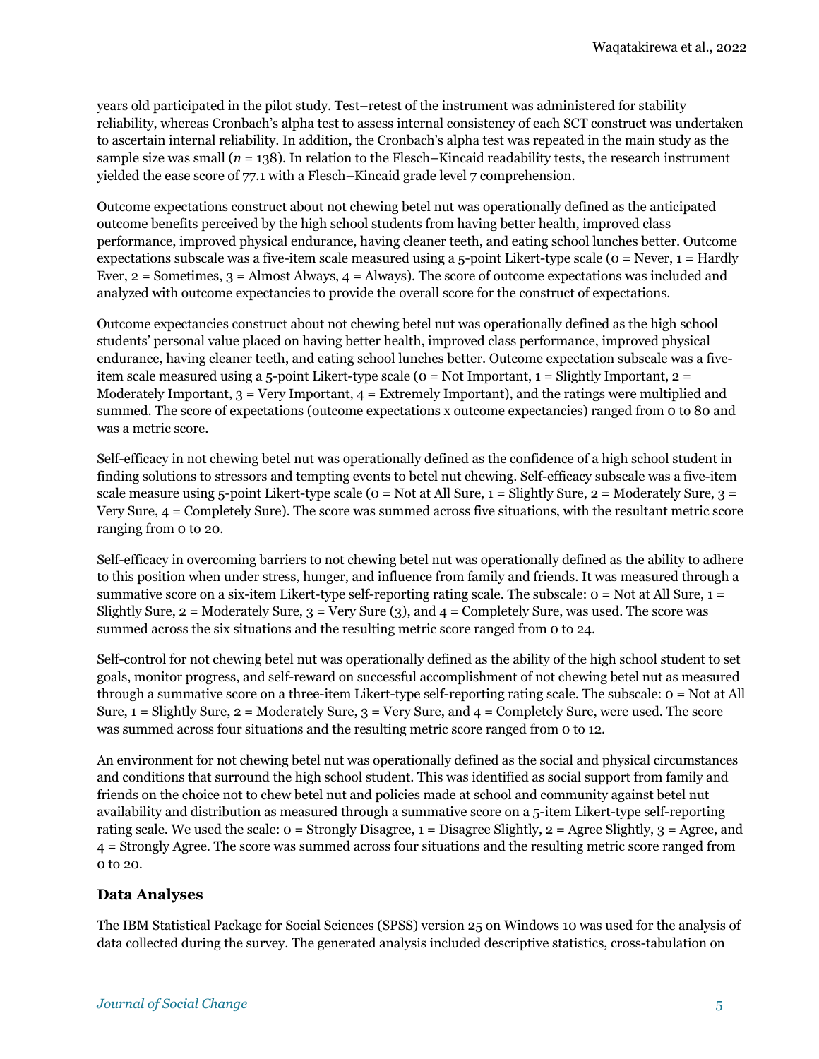years old participated in the pilot study. Test–retest of the instrument was administered for stability reliability, whereas Cronbach's alpha test to assess internal consistency of each SCT construct was undertaken to ascertain internal reliability. In addition, the Cronbach's alpha test was repeated in the main study as the sample size was small ($n$ = 138). In relation to the Flesch–Kincaid readability tests, the research instrument yielded the ease score of 77.1 with a Flesch–Kincaid grade level 7 comprehension.

Outcome expectations construct about not chewing betel nut was operationally defined as the anticipated outcome benefits perceived by the high school students from having better health, improved class performance, improved physical endurance, having cleaner teeth, and eating school lunches better. Outcome expectations subscale was a five-item scale measured using a 5-point Likert-type scale (0 = Never, 1 = Hardly Ever, 2 = Sometimes, 3 = Almost Always, 4 = Always). The score of outcome expectations was included and analyzed with outcome expectancies to provide the overall score for the construct of expectations.

Outcome expectancies construct about not chewing betel nut was operationally defined as the high school students' personal value placed on having better health, improved class performance, improved physical endurance, having cleaner teeth, and eating school lunches better. Outcome expectation subscale was a five-item scale measured using a 5-point Likert-type scale (0 = Not Important, 1 = Slightly Important, 2 = Moderately Important, 3 = Very Important, 4 = Extremely Important), and the ratings were multiplied and summed. The score of expectations (outcome expectations x outcome expectancies) ranged from 0 to 80 and was a metric score.

Self-efficacy in not chewing betel nut was operationally defined as the confidence of a high school student in finding solutions to stressors and tempting events to betel nut chewing. Self-efficacy subscale was a five-item scale measure using 5-point Likert-type scale (0 = Not at All Sure, 1 = Slightly Sure, 2 = Moderately Sure, 3 = Very Sure, 4 = Completely Sure). The score was summed across five situations, with the resultant metric score ranging from 0 to 20.

Self-efficacy in overcoming barriers to not chewing betel nut was operationally defined as the ability to adhere to this position when under stress, hunger, and influence from family and friends. It was measured through a summative score on a six-item Likert-type self-reporting rating scale. The subscale: 0 = Not at All Sure, 1 = Slightly Sure, 2 = Moderately Sure, 3 = Very Sure (3), and 4 = Completely Sure, was used. The score was summed across the six situations and the resulting metric score ranged from 0 to 24.

Self-control for not chewing betel nut was operationally defined as the ability of the high school student to set goals, monitor progress, and self-reward on successful accomplishment of not chewing betel nut as measured through a summative score on a three-item Likert-type self-reporting rating scale. The subscale: 0 = Not at All Sure, 1 = Slightly Sure, 2 = Moderately Sure, 3 = Very Sure, and 4 = Completely Sure, were used. The score was summed across four situations and the resulting metric score ranged from 0 to 12.

An environment for not chewing betel nut was operationally defined as the social and physical circumstances and conditions that surround the high school student. This was identified as social support from family and friends on the choice not to chew betel nut and policies made at school and community against betel nut availability and distribution as measured through a summative score on a 5-item Likert-type self-reporting rating scale. We used the scale: 0 = Strongly Disagree, 1 = Disagree Slightly, 2 = Agree Slightly, 3 = Agree, and 4 = Strongly Agree. The score was summed across four situations and the resulting metric score ranged from 0 to 20.

### Data Analyses

The IBM Statistical Package for Social Sciences (SPSS) version 25 on Windows 10 was used for the analysis of data collected during the survey. The generated analysis included descriptive statistics, cross-tabulation on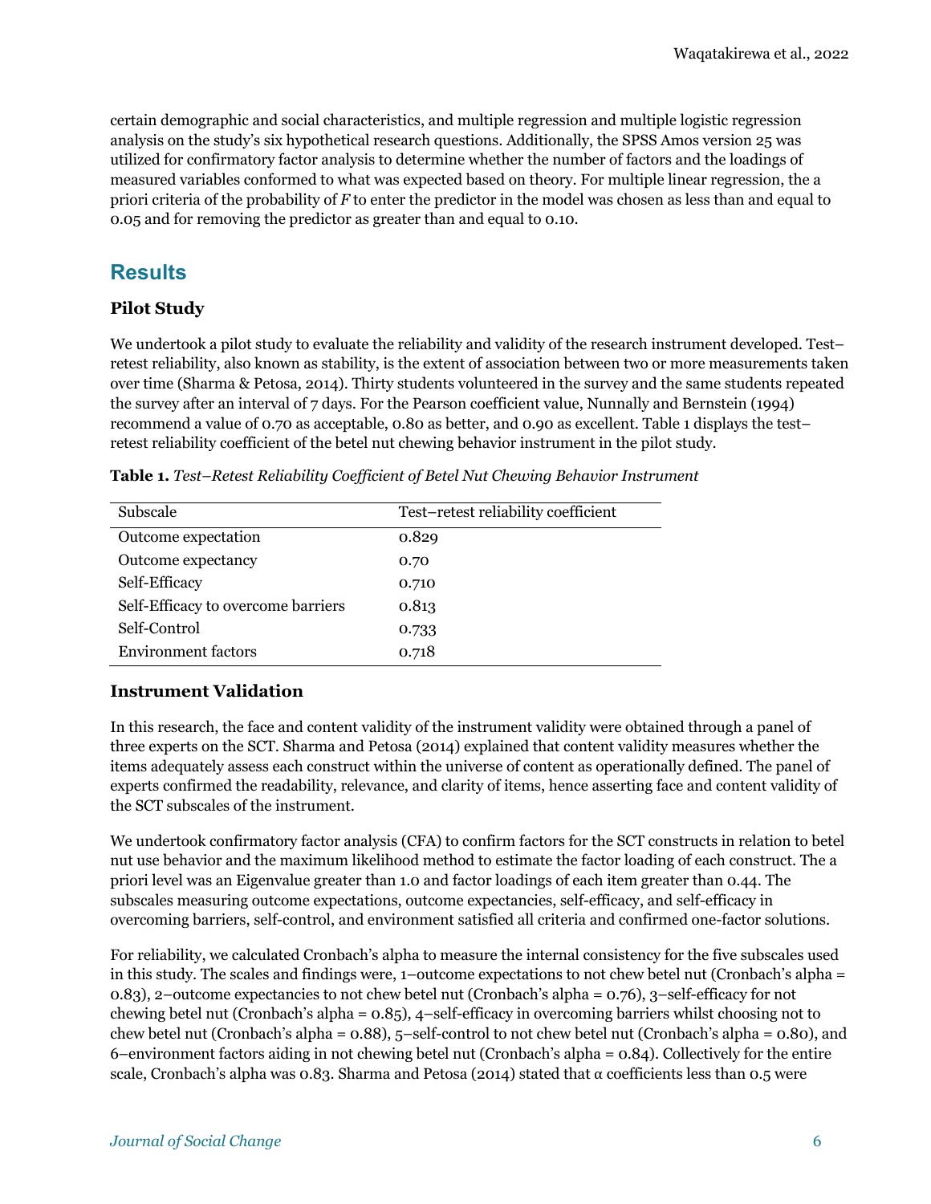certain demographic and social characteristics, and multiple regression and multiple logistic regression analysis on the study's six hypothetical research questions. Additionally, the SPSS Amos version 25 was utilized for confirmatory factor analysis to determine whether the number of factors and the loadings of measured variables conformed to what was expected based on theory. For multiple linear regression, the a priori criteria of the probability of $F$ to enter the predictor in the model was chosen as less than and equal to 0.05 and for removing the predictor as greater than and equal to 0.10.

## Results

### Pilot Study

We undertook a pilot study to evaluate the reliability and validity of the research instrument developed. Test–retest reliability, also known as stability, is the extent of association between two or more measurements taken over time (Sharma & Petosa, 2014). Thirty students volunteered in the survey and the same students repeated the survey after an interval of 7 days. For the Pearson coefficient value, Nunnally and Bernstein (1994) recommend a value of 0.70 as acceptable, 0.80 as better, and 0.90 as excellent. Table 1 displays the test–retest reliability coefficient of the betel nut chewing behavior instrument in the pilot study.

**Table 1.** *Test–Retest Reliability Coefficient of Betel Nut Chewing Behavior Instrument*

| Subscale | Test–retest reliability coefficient |
|---|---|
| Outcome expectation | 0.829 |
| Outcome expectancy | 0.70 |
| Self-Efficacy | 0.710 |
| Self-Efficacy to overcome barriers | 0.813 |
| Self-Control | 0.733 |
| Environment factors | 0.718 |

### Instrument Validation

In this research, the face and content validity of the instrument validity were obtained through a panel of three experts on the SCT. Sharma and Petosa (2014) explained that content validity measures whether the items adequately assess each construct within the universe of content as operationally defined. The panel of experts confirmed the readability, relevance, and clarity of items, hence asserting face and content validity of the SCT subscales of the instrument.

We undertook confirmatory factor analysis (CFA) to confirm factors for the SCT constructs in relation to betel nut use behavior and the maximum likelihood method to estimate the factor loading of each construct. The a priori level was an Eigenvalue greater than 1.0 and factor loadings of each item greater than 0.44. The subscales measuring outcome expectations, outcome expectancies, self-efficacy, and self-efficacy in overcoming barriers, self-control, and environment satisfied all criteria and confirmed one-factor solutions.

For reliability, we calculated Cronbach's alpha to measure the internal consistency for the five subscales used in this study. The scales and findings were, 1–outcome expectations to not chew betel nut (Cronbach's alpha = 0.83), 2–outcome expectancies to not chew betel nut (Cronbach's alpha = 0.76), 3–self-efficacy for not chewing betel nut (Cronbach's alpha = 0.85), 4–self-efficacy in overcoming barriers whilst choosing not to chew betel nut (Cronbach's alpha = 0.88), 5–self-control to not chew betel nut (Cronbach's alpha = 0.80), and 6–environment factors aiding in not chewing betel nut (Cronbach's alpha = 0.84). Collectively for the entire scale, Cronbach's alpha was 0.83. Sharma and Petosa (2014) stated that α coefficients less than 0.5 were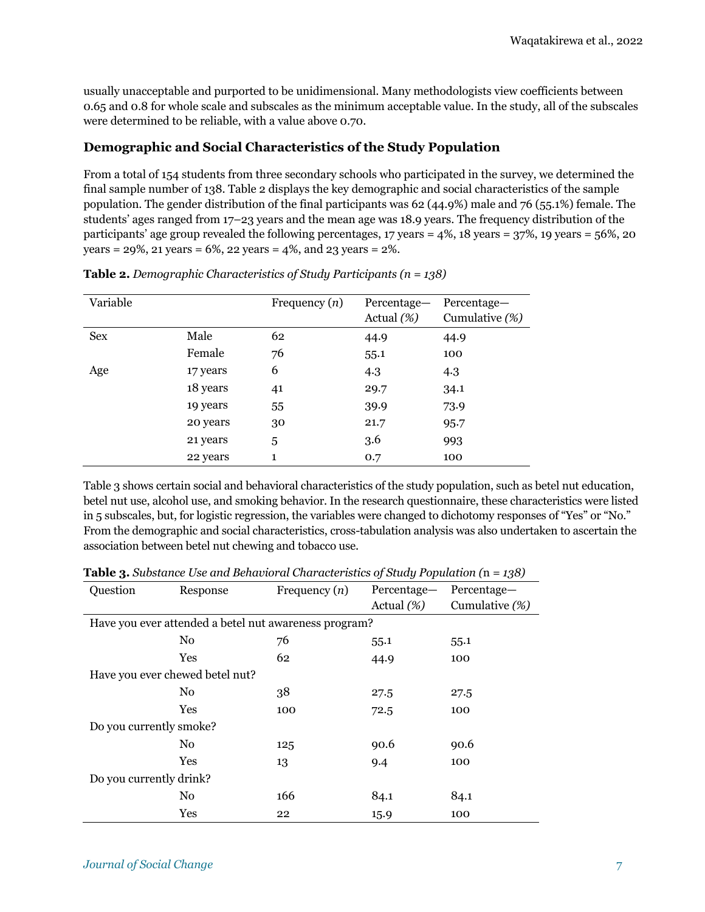usually unacceptable and purported to be unidimensional. Many methodologists view coefficients between 0.65 and 0.8 for whole scale and subscales as the minimum acceptable value. In the study, all of the subscales were determined to be reliable, with a value above 0.70.

### Demographic and Social Characteristics of the Study Population

From a total of 154 students from three secondary schools who participated in the survey, we determined the final sample number of 138. Table 2 displays the key demographic and social characteristics of the sample population. The gender distribution of the final participants was 62 (44.9%) male and 76 (55.1%) female. The students' ages ranged from 17–23 years and the mean age was 18.9 years. The frequency distribution of the participants' age group revealed the following percentages, 17 years = 4%, 18 years = 37%, 19 years = 56%, 20 years = 29%, 21 years = 6%, 22 years = 4%, and 23 years = 2%.

**Table 2.** *Demographic Characteristics of Study Participants (n = 138)*

| Variable | | Frequency (*n*) | Percentage—Actual *(%)* | Percentage—Cumulative *(%)* |
|---|---|---|---|---|
| Sex | Male | 62 | 44.9 | 44.9 |
| | Female | 76 | 55.1 | 100 |
| Age | 17 years | 6 | 4.3 | 4.3 |
| | 18 years | 41 | 29.7 | 34.1 |
| | 19 years | 55 | 39.9 | 73.9 |
| | 20 years | 30 | 21.7 | 95.7 |
| | 21 years | 5 | 3.6 | 993 |
| | 22 years | 1 | 0.7 | 100 |

Table 3 shows certain social and behavioral characteristics of the study population, such as betel nut education, betel nut use, alcohol use, and smoking behavior. In the research questionnaire, these characteristics were listed in 5 subscales, but, for logistic regression, the variables were changed to dichotomy responses of "Yes" or "No." From the demographic and social characteristics, cross-tabulation analysis was also undertaken to ascertain the association between betel nut chewing and tobacco use.

**Table 3.** *Substance Use and Behavioral Characteristics of Study Population (*n *= 138)*

| Question | Response | Frequency (*n*) | Percentage—Actual *(%)* | Percentage—Cumulative *(%)* |
|---|---|---|---|---|
| Have you ever attended a betel nut awareness program? | | | | |
| | No | 76 | 55.1 | 55.1 |
| | Yes | 62 | 44.9 | 100 |
| Have you ever chewed betel nut? | | | | |
| | No | 38 | 27.5 | 27.5 |
| | Yes | 100 | 72.5 | 100 |
| Do you currently smoke? | | | | |
| | No | 125 | 90.6 | 90.6 |
| | Yes | 13 | 9.4 | 100 |
| Do you currently drink? | | | | |
| | No | 166 | 84.1 | 84.1 |
| | Yes | 22 | 15.9 | 100 |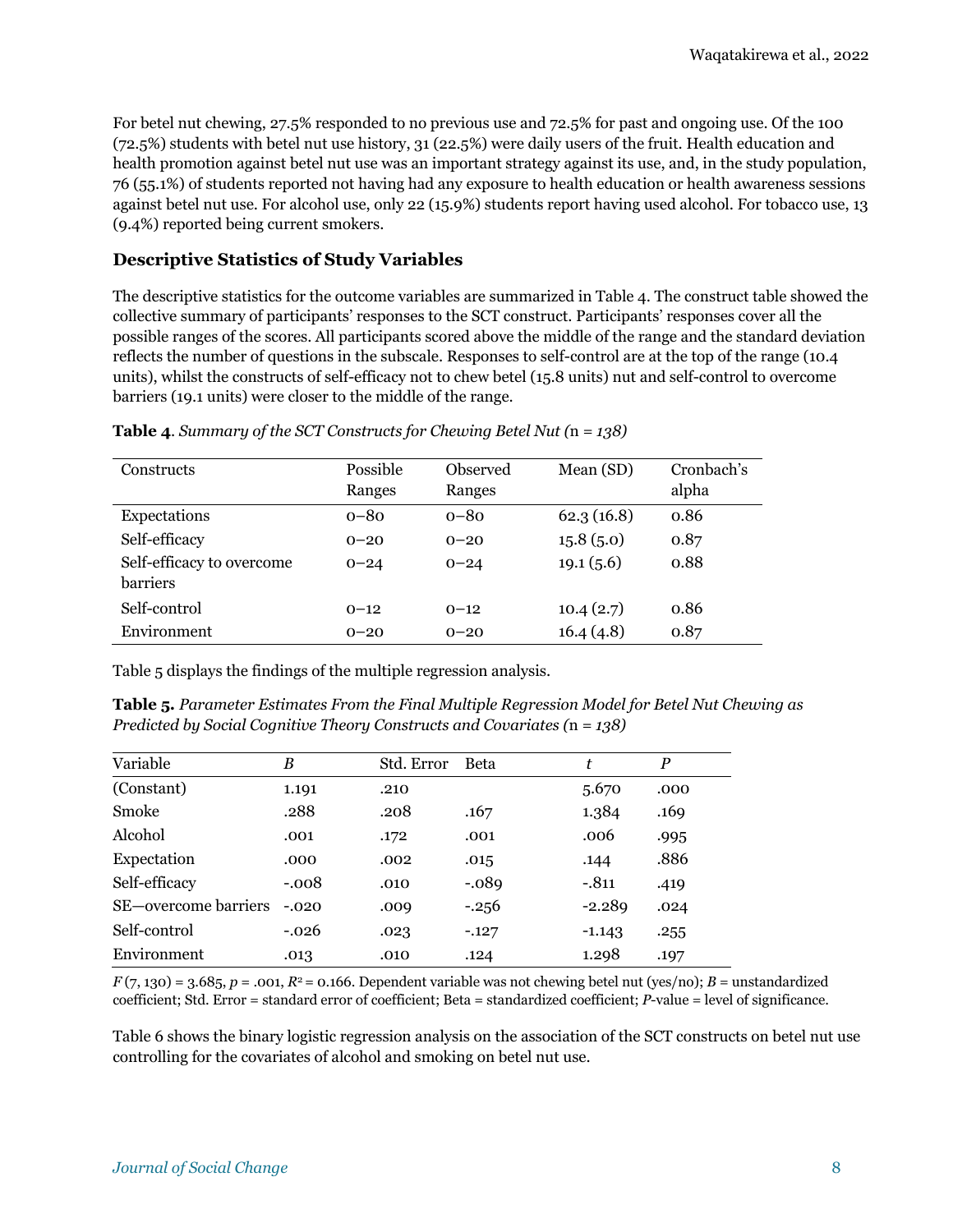For betel nut chewing, 27.5% responded to no previous use and 72.5% for past and ongoing use. Of the 100 (72.5%) students with betel nut use history, 31 (22.5%) were daily users of the fruit. Health education and health promotion against betel nut use was an important strategy against its use, and, in the study population, 76 (55.1%) of students reported not having had any exposure to health education or health awareness sessions against betel nut use. For alcohol use, only 22 (15.9%) students report having used alcohol. For tobacco use, 13 (9.4%) reported being current smokers.

### Descriptive Statistics of Study Variables

The descriptive statistics for the outcome variables are summarized in Table 4. The construct table showed the collective summary of participants' responses to the SCT construct. Participants' responses cover all the possible ranges of the scores. All participants scored above the middle of the range and the standard deviation reflects the number of questions in the subscale. Responses to self-control are at the top of the range (10.4 units), whilst the constructs of self-efficacy not to chew betel (15.8 units) nut and self-control to overcome barriers (19.1 units) were closer to the middle of the range.

**Table 4**. *Summary of the SCT Constructs for Chewing Betel Nut (n = 138)*

| Constructs | Possible Ranges | Observed Ranges | Mean (SD) | Cronbach's alpha |
|---|---|---|---|---|
| Expectations | 0–80 | 0–80 | 62.3 (16.8) | 0.86 |
| Self-efficacy | 0–20 | 0–20 | 15.8 (5.0) | 0.87 |
| Self-efficacy to overcome barriers | 0–24 | 0–24 | 19.1 (5.6) | 0.88 |
| Self-control | 0–12 | 0–12 | 10.4 (2.7) | 0.86 |
| Environment | 0–20 | 0–20 | 16.4 (4.8) | 0.87 |

Table 5 displays the findings of the multiple regression analysis.

**Table 5.** *Parameter Estimates From the Final Multiple Regression Model for Betel Nut Chewing as Predicted by Social Cognitive Theory Constructs and Covariates (n = 138)*

| Variable | *B* | Std. Error | Beta | *t* | *P* |
|---|---|---|---|---|---|
| (Constant) | 1.191 | .210 | | 5.670 | .000 |
| Smoke | .288 | .208 | .167 | 1.384 | .169 |
| Alcohol | .001 | .172 | .001 | .006 | .995 |
| Expectation | .000 | .002 | .015 | .144 | .886 |
| Self-efficacy | -.008 | .010 | -.089 | -.811 | .419 |
| SE—overcome barriers | -.020 | .009 | -.256 | -2.289 | .024 |
| Self-control | -.026 | .023 | -.127 | -1.143 | .255 |
| Environment | .013 | .010 | .124 | 1.298 | .197 |

$F$ (7, 130) = 3.685, $p$ = .001, $R^2$ = 0.166. Dependent variable was not chewing betel nut (yes/no); *B* = unstandardized coefficient; Std. Error = standard error of coefficient; Beta = standardized coefficient; *P*-value = level of significance.

Table 6 shows the binary logistic regression analysis on the association of the SCT constructs on betel nut use controlling for the covariates of alcohol and smoking on betel nut use.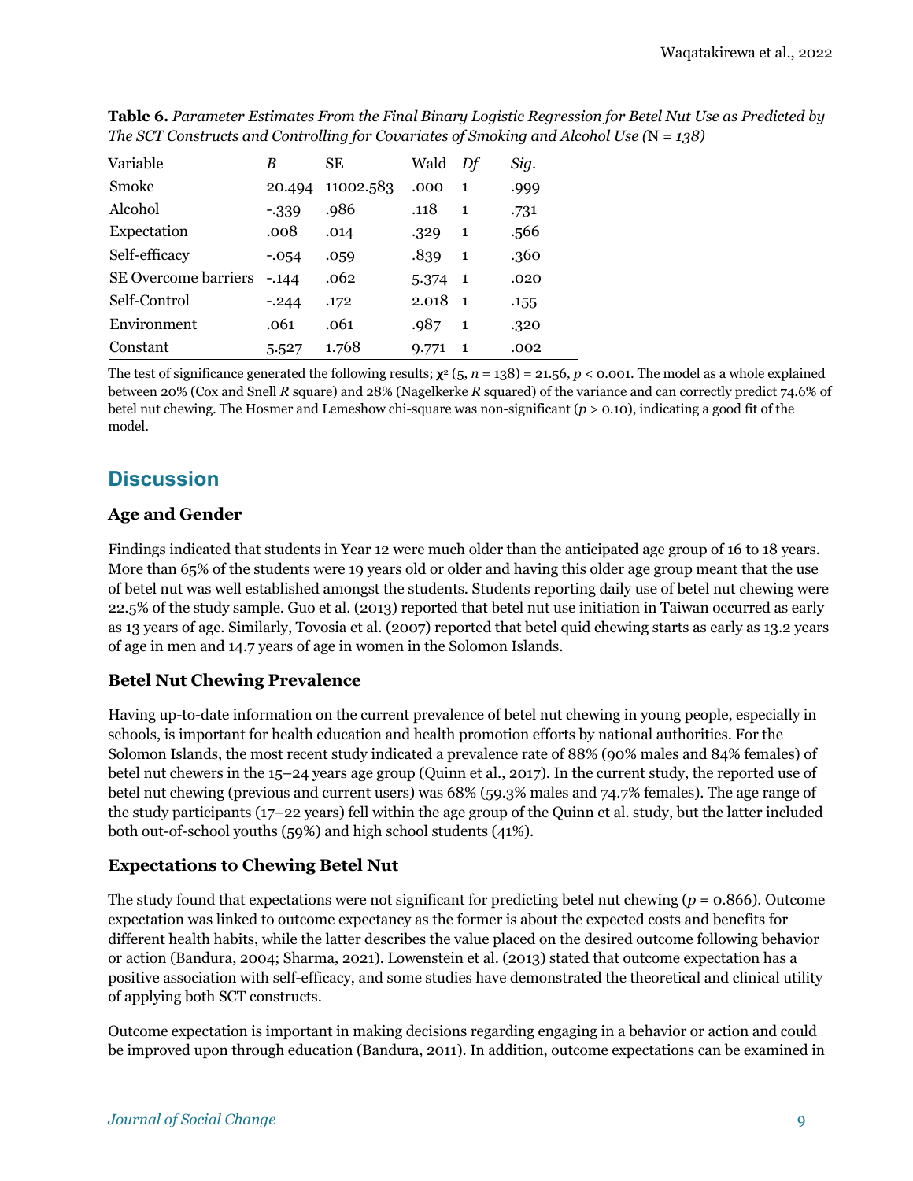**Table 6.** *Parameter Estimates From the Final Binary Logistic Regression for Betel Nut Use as Predicted by The SCT Constructs and Controlling for Covariates of Smoking and Alcohol Use (*N *= 138)*

| Variable | *B* | SE | Wald | *Df* | *Sig.* |
|---|---|---|---|---|---|
| Smoke | 20.494 | 11002.583 | .000 | 1 | .999 |
| Alcohol | -.339 | .986 | .118 | 1 | .731 |
| Expectation | .008 | .014 | .329 | 1 | .566 |
| Self-efficacy | -.054 | .059 | .839 | 1 | .360 |
| SE Overcome barriers | -.144 | .062 | 5.374 | 1 | .020 |
| Self-Control | -.244 | .172 | 2.018 | 1 | .155 |
| Environment | .061 | .061 | .987 | 1 | .320 |
| Constant | 5.527 | 1.768 | 9.771 | 1 | .002 |

The test of significance generated the following results; $\chi^2$ (5, $n$ = 138) = 21.56, $p < 0.001$. The model as a whole explained between 20% (Cox and Snell $R$ square) and 28% (Nagelkerke $R$ squared) of the variance and can correctly predict 74.6% of betel nut chewing. The Hosmer and Lemeshow chi-square was non-significant ($p > 0.10$), indicating a good fit of the model.

## Discussion

### Age and Gender

Findings indicated that students in Year 12 were much older than the anticipated age group of 16 to 18 years. More than 65% of the students were 19 years old or older and having this older age group meant that the use of betel nut was well established amongst the students. Students reporting daily use of betel nut chewing were 22.5% of the study sample. Guo et al. (2013) reported that betel nut use initiation in Taiwan occurred as early as 13 years of age. Similarly, Tovosia et al. (2007) reported that betel quid chewing starts as early as 13.2 years of age in men and 14.7 years of age in women in the Solomon Islands.

### Betel Nut Chewing Prevalence

Having up-to-date information on the current prevalence of betel nut chewing in young people, especially in schools, is important for health education and health promotion efforts by national authorities. For the Solomon Islands, the most recent study indicated a prevalence rate of 88% (90% males and 84% females) of betel nut chewers in the 15–24 years age group (Quinn et al., 2017). In the current study, the reported use of betel nut chewing (previous and current users) was 68% (59.3% males and 74.7% females). The age range of the study participants (17–22 years) fell within the age group of the Quinn et al. study, but the latter included both out-of-school youths (59%) and high school students (41%).

### Expectations to Chewing Betel Nut

The study found that expectations were not significant for predicting betel nut chewing ($p = 0.866$). Outcome expectation was linked to outcome expectancy as the former is about the expected costs and benefits for different health habits, while the latter describes the value placed on the desired outcome following behavior or action (Bandura, 2004; Sharma, 2021). Lowenstein et al. (2013) stated that outcome expectation has a positive association with self-efficacy, and some studies have demonstrated the theoretical and clinical utility of applying both SCT constructs.

Outcome expectation is important in making decisions regarding engaging in a behavior or action and could be improved upon through education (Bandura, 2011). In addition, outcome expectations can be examined in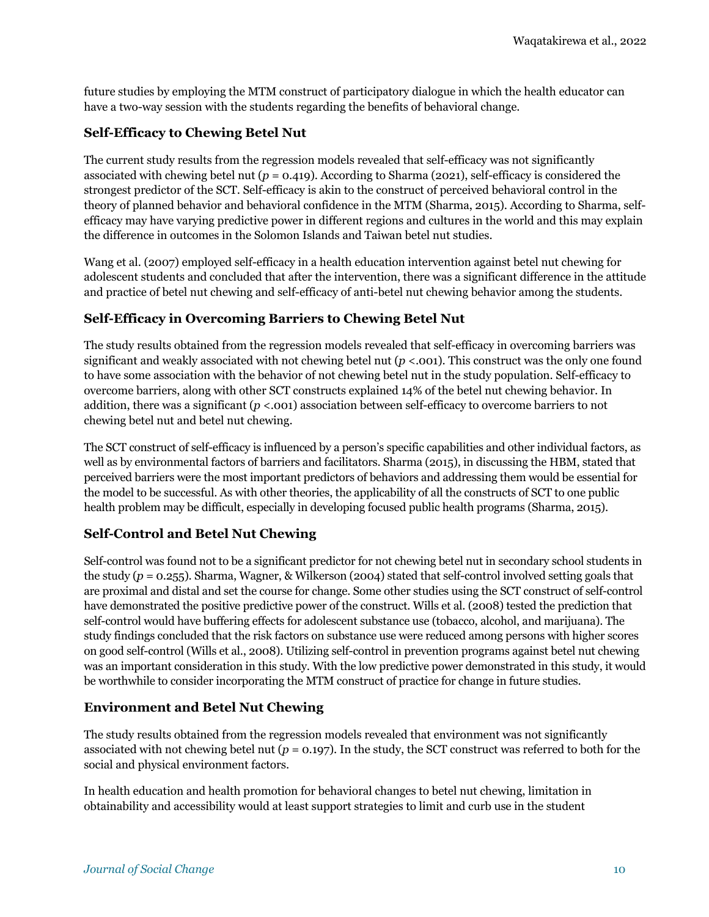future studies by employing the MTM construct of participatory dialogue in which the health educator can have a two-way session with the students regarding the benefits of behavioral change.

### Self-Efficacy to Chewing Betel Nut

The current study results from the regression models revealed that self-efficacy was not significantly associated with chewing betel nut ($p = 0.419$). According to Sharma (2021), self-efficacy is considered the strongest predictor of the SCT. Self-efficacy is akin to the construct of perceived behavioral control in the theory of planned behavior and behavioral confidence in the MTM (Sharma, 2015). According to Sharma, self-efficacy may have varying predictive power in different regions and cultures in the world and this may explain the difference in outcomes in the Solomon Islands and Taiwan betel nut studies.

Wang et al. (2007) employed self-efficacy in a health education intervention against betel nut chewing for adolescent students and concluded that after the intervention, there was a significant difference in the attitude and practice of betel nut chewing and self-efficacy of anti-betel nut chewing behavior among the students.

### Self-Efficacy in Overcoming Barriers to Chewing Betel Nut

The study results obtained from the regression models revealed that self-efficacy in overcoming barriers was significant and weakly associated with not chewing betel nut ($p < .001$). This construct was the only one found to have some association with the behavior of not chewing betel nut in the study population. Self-efficacy to overcome barriers, along with other SCT constructs explained 14% of the betel nut chewing behavior. In addition, there was a significant ($p < .001$) association between self-efficacy to overcome barriers to not chewing betel nut and betel nut chewing.

The SCT construct of self-efficacy is influenced by a person's specific capabilities and other individual factors, as well as by environmental factors of barriers and facilitators. Sharma (2015), in discussing the HBM, stated that perceived barriers were the most important predictors of behaviors and addressing them would be essential for the model to be successful. As with other theories, the applicability of all the constructs of SCT to one public health problem may be difficult, especially in developing focused public health programs (Sharma, 2015).

### Self-Control and Betel Nut Chewing

Self-control was found not to be a significant predictor for not chewing betel nut in secondary school students in the study ($p = 0.255$). Sharma, Wagner, & Wilkerson (2004) stated that self-control involved setting goals that are proximal and distal and set the course for change. Some other studies using the SCT construct of self-control have demonstrated the positive predictive power of the construct. Wills et al. (2008) tested the prediction that self-control would have buffering effects for adolescent substance use (tobacco, alcohol, and marijuana). The study findings concluded that the risk factors on substance use were reduced among persons with higher scores on good self-control (Wills et al., 2008). Utilizing self-control in prevention programs against betel nut chewing was an important consideration in this study. With the low predictive power demonstrated in this study, it would be worthwhile to consider incorporating the MTM construct of practice for change in future studies.

### Environment and Betel Nut Chewing

The study results obtained from the regression models revealed that environment was not significantly associated with not chewing betel nut ($p = 0.197$). In the study, the SCT construct was referred to both for the social and physical environment factors.

In health education and health promotion for behavioral changes to betel nut chewing, limitation in obtainability and accessibility would at least support strategies to limit and curb use in the student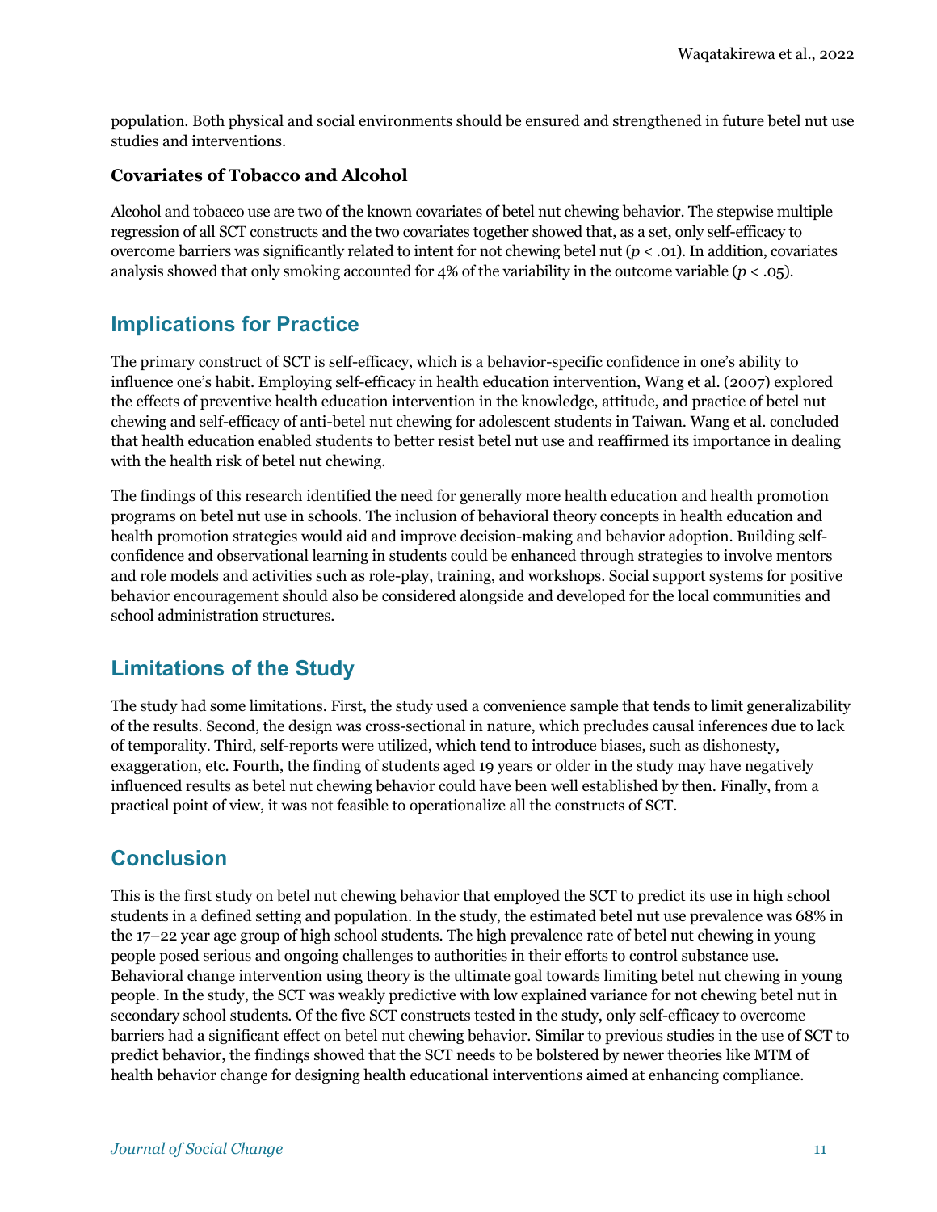population. Both physical and social environments should be ensured and strengthened in future betel nut use studies and interventions.

### Covariates of Tobacco and Alcohol

Alcohol and tobacco use are two of the known covariates of betel nut chewing behavior. The stepwise multiple regression of all SCT constructs and the two covariates together showed that, as a set, only self-efficacy to overcome barriers was significantly related to intent for not chewing betel nut ($p < .01$). In addition, covariates analysis showed that only smoking accounted for 4% of the variability in the outcome variable ($p < .05$).

## Implications for Practice

The primary construct of SCT is self-efficacy, which is a behavior-specific confidence in one's ability to influence one's habit. Employing self-efficacy in health education intervention, Wang et al. (2007) explored the effects of preventive health education intervention in the knowledge, attitude, and practice of betel nut chewing and self-efficacy of anti-betel nut chewing for adolescent students in Taiwan. Wang et al. concluded that health education enabled students to better resist betel nut use and reaffirmed its importance in dealing with the health risk of betel nut chewing.

The findings of this research identified the need for generally more health education and health promotion programs on betel nut use in schools. The inclusion of behavioral theory concepts in health education and health promotion strategies would aid and improve decision-making and behavior adoption. Building self-confidence and observational learning in students could be enhanced through strategies to involve mentors and role models and activities such as role-play, training, and workshops. Social support systems for positive behavior encouragement should also be considered alongside and developed for the local communities and school administration structures.

## Limitations of the Study

The study had some limitations. First, the study used a convenience sample that tends to limit generalizability of the results. Second, the design was cross-sectional in nature, which precludes causal inferences due to lack of temporality. Third, self-reports were utilized, which tend to introduce biases, such as dishonesty, exaggeration, etc. Fourth, the finding of students aged 19 years or older in the study may have negatively influenced results as betel nut chewing behavior could have been well established by then. Finally, from a practical point of view, it was not feasible to operationalize all the constructs of SCT.

## Conclusion

This is the first study on betel nut chewing behavior that employed the SCT to predict its use in high school students in a defined setting and population. In the study, the estimated betel nut use prevalence was 68% in the 17–22 year age group of high school students. The high prevalence rate of betel nut chewing in young people posed serious and ongoing challenges to authorities in their efforts to control substance use. Behavioral change intervention using theory is the ultimate goal towards limiting betel nut chewing in young people. In the study, the SCT was weakly predictive with low explained variance for not chewing betel nut in secondary school students. Of the five SCT constructs tested in the study, only self-efficacy to overcome barriers had a significant effect on betel nut chewing behavior. Similar to previous studies in the use of SCT to predict behavior, the findings showed that the SCT needs to be bolstered by newer theories like MTM of health behavior change for designing health educational interventions aimed at enhancing compliance.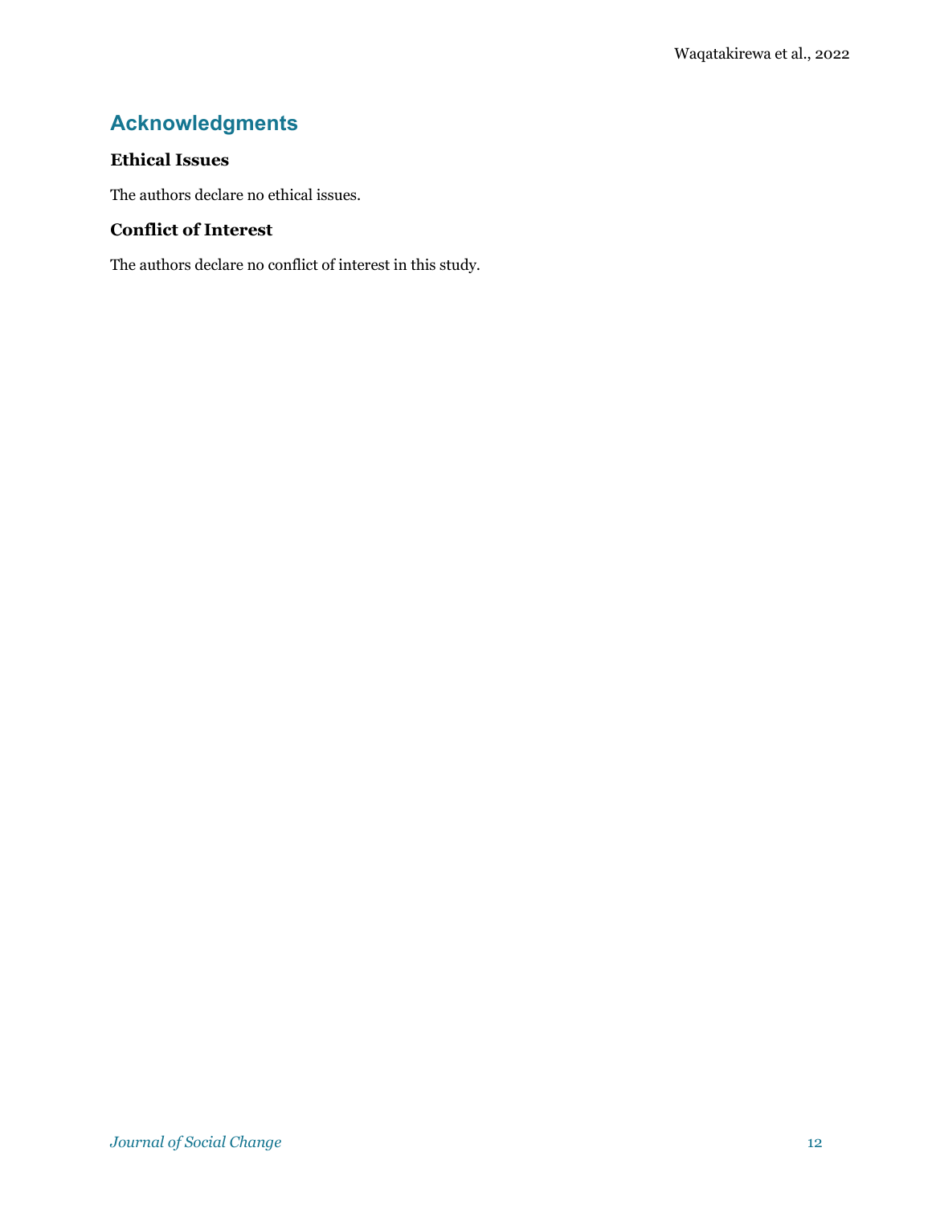## Acknowledgments

### Ethical Issues

The authors declare no ethical issues.

### Conflict of Interest

The authors declare no conflict of interest in this study.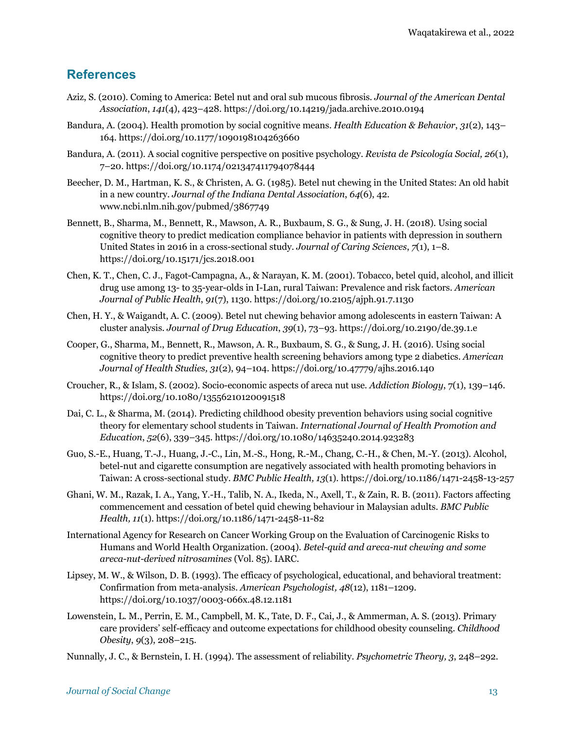## References

Aziz, S. (2010). Coming to America: Betel nut and oral sub mucous fibrosis. *Journal of the American Dental Association*, *141*(4), 423–428. https://doi.org/10.14219/jada.archive.2010.0194

Bandura, A. (2004). Health promotion by social cognitive means. *Health Education & Behavior*, *31*(2), 143–164. https://doi.org/10.1177/1090198104263660

Bandura, A. (2011). A social cognitive perspective on positive psychology. *Revista de Psicología Social, 26*(1), 7–20. https://doi.org/10.1174/021347411794078444

Beecher, D. M., Hartman, K. S., & Christen, A. G. (1985). Betel nut chewing in the United States: An old habit in a new country. *Journal of the Indiana Dental Association*, *64*(6), 42. www.ncbi.nlm.nih.gov/pubmed/3867749

Bennett, B., Sharma, M., Bennett, R., Mawson, A. R., Buxbaum, S. G., & Sung, J. H. (2018). Using social cognitive theory to predict medication compliance behavior in patients with depression in southern United States in 2016 in a cross-sectional study. *Journal of Caring Sciences*, *7*(1), 1–8. https://doi.org/10.15171/jcs.2018.001

Chen, K. T., Chen, C. J., Fagot-Campagna, A., & Narayan, K. M. (2001). Tobacco, betel quid, alcohol, and illicit drug use among 13- to 35-year-olds in I-Lan, rural Taiwan: Prevalence and risk factors. *American Journal of Public Health*, *91*(7), 1130. https://doi.org/10.2105/ajph.91.7.1130

Chen, H. Y., & Waigandt, A. C. (2009). Betel nut chewing behavior among adolescents in eastern Taiwan: A cluster analysis. *Journal of Drug Education*, *39*(1), 73–93. https://doi.org/10.2190/de.39.1.e

Cooper, G., Sharma, M., Bennett, R., Mawson, A. R., Buxbaum, S. G., & Sung, J. H. (2016). Using social cognitive theory to predict preventive health screening behaviors among type 2 diabetics. *American Journal of Health Studies, 31*(2), 94–104. https://doi.org/10.47779/ajhs.2016.140

Croucher, R., & Islam, S. (2002). Socio-economic aspects of areca nut use. *Addiction Biology*, 7(1), 139–146. https://doi.org/10.1080/13556210120091518

Dai, C. L., & Sharma, M. (2014). Predicting childhood obesity prevention behaviors using social cognitive theory for elementary school students in Taiwan. *International Journal of Health Promotion and Education*, *52*(6), 339–345. https://doi.org/10.1080/14635240.2014.923283

Guo, S.-E., Huang, T.-J., Huang, J.-C., Lin, M.-S., Hong, R.-M., Chang, C.-H., & Chen, M.-Y. (2013). Alcohol, betel-nut and cigarette consumption are negatively associated with health promoting behaviors in Taiwan: A cross-sectional study. *BMC Public Health, 13*(1). https://doi.org/10.1186/1471-2458-13-257

Ghani, W. M., Razak, I. A., Yang, Y.-H., Talib, N. A., Ikeda, N., Axell, T., & Zain, R. B. (2011). Factors affecting commencement and cessation of betel quid chewing behaviour in Malaysian adults. *BMC Public Health, 11*(1). https://doi.org/10.1186/1471-2458-11-82

International Agency for Research on Cancer Working Group on the Evaluation of Carcinogenic Risks to Humans and World Health Organization. (2004). *Betel-quid and areca-nut chewing and some areca-nut-derived nitrosamines* (Vol. 85). IARC.

Lipsey, M. W., & Wilson, D. B. (1993). The efficacy of psychological, educational, and behavioral treatment: Confirmation from meta-analysis. *American Psychologist, 48*(12), 1181–1209. https://doi.org/10.1037/0003-066x.48.12.1181

Lowenstein, L. M., Perrin, E. M., Campbell, M. K., Tate, D. F., Cai, J., & Ammerman, A. S. (2013). Primary care providers' self-efficacy and outcome expectations for childhood obesity counseling. *Childhood Obesity*, *9*(3), 208–215.

Nunnally, J. C., & Bernstein, I. H. (1994). The assessment of reliability. *Psychometric Theory, 3*, 248–292.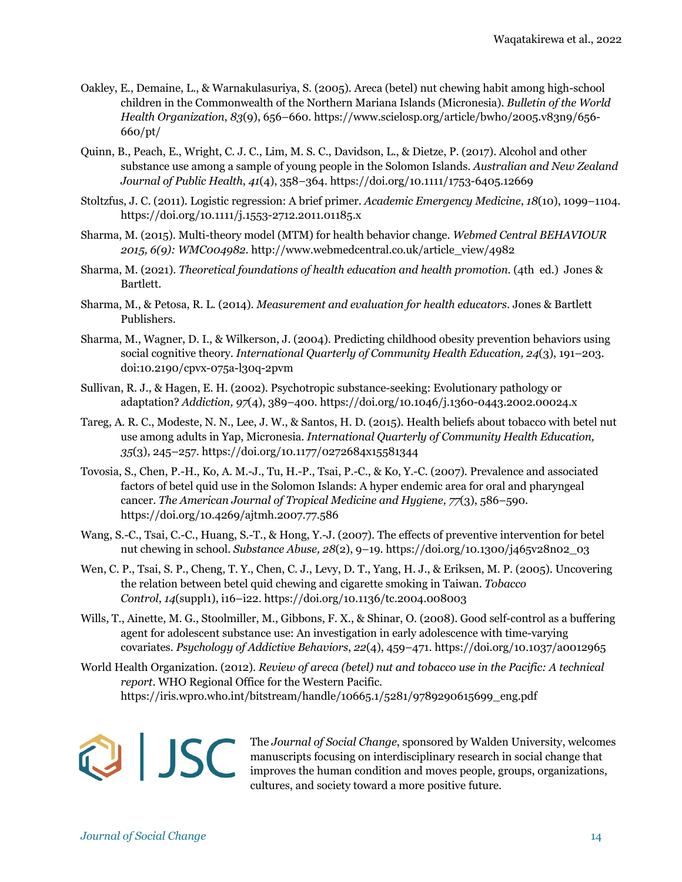Oakley, E., Demaine, L., & Warnakulasuriya, S. (2005). Areca (betel) nut chewing habit among high-school children in the Commonwealth of the Northern Mariana Islands (Micronesia). *Bulletin of the World Health Organization*, *83*(9), 656–660. https://www.scielosp.org/article/bwho/2005.v83n9/656-660/pt/

Quinn, B., Peach, E., Wright, C. J. C., Lim, M. S. C., Davidson, L., & Dietze, P. (2017). Alcohol and other substance use among a sample of young people in the Solomon Islands. *Australian and New Zealand Journal of Public Health*, *41*(4), 358–364. https://doi.org/10.1111/1753-6405.12669

Stoltzfus, J. C. (2011). Logistic regression: A brief primer. *Academic Emergency Medicine*, *18*(10), 1099–1104. https://doi.org/10.1111/j.1553-2712.2011.01185.x

Sharma, M. (2015). Multi-theory model (MTM) for health behavior change. *Webmed Central BEHAVIOUR 2015, 6(9): WMC004982*. http://www.webmedcentral.co.uk/article_view/4982

Sharma, M. (2021). *Theoretical foundations of health education and health promotion.* (4th ed.) Jones & Bartlett.

Sharma, M., & Petosa, R. L. (2014). *Measurement and evaluation for health educators*. Jones & Bartlett Publishers.

Sharma, M., Wagner, D. I., & Wilkerson, J. (2004). Predicting childhood obesity prevention behaviors using social cognitive theory. *International Quarterly of Community Health Education, 24*(3), 191–203. doi:10.2190/cpvx-075a-l30q-2pvm

Sullivan, R. J., & Hagen, E. H. (2002). Psychotropic substance-seeking: Evolutionary pathology or adaptation? *Addiction, 97*(4), 389–400. https://doi.org/10.1046/j.1360-0443.2002.00024.x

Tareg, A. R. C., Modeste, N. N., Lee, J. W., & Santos, H. D. (2015). Health beliefs about tobacco with betel nut use among adults in Yap, Micronesia. *International Quarterly of Community Health Education, 35*(3), 245–257. https://doi.org/10.1177/0272684x15581344

Tovosia, S., Chen, P.-H., Ko, A. M.-J., Tu, H.-P., Tsai, P.-C., & Ko, Y.-C. (2007). Prevalence and associated factors of betel quid use in the Solomon Islands: A hyper endemic area for oral and pharyngeal cancer. *The American Journal of Tropical Medicine and Hygiene, 77*(3), 586–590. https://doi.org/10.4269/ajtmh.2007.77.586

Wang, S.-C., Tsai, C.-C., Huang, S.-T., & Hong, Y.-J. (2007). The effects of preventive intervention for betel nut chewing in school. *Substance Abuse, 28*(2), 9–19. https://doi.org/10.1300/j465v28n02_03

Wen, C. P., Tsai, S. P., Cheng, T. Y., Chen, C. J., Levy, D. T., Yang, H. J., & Eriksen, M. P. (2005). Uncovering the relation between betel quid chewing and cigarette smoking in Taiwan. *Tobacco Control*, *14*(suppl1), i16–i22. https://doi.org/10.1136/tc.2004.008003

Wills, T., Ainette, M. G., Stoolmiller, M., Gibbons, F. X., & Shinar, O. (2008). Good self-control as a buffering agent for adolescent substance use: An investigation in early adolescence with time-varying covariates. *Psychology of Addictive Behaviors*, *22*(4), 459–471. https://doi.org/10.1037/a0012965

World Health Organization. (2012). *Review of areca (betel) nut and tobacco use in the Pacific: A technical report*. WHO Regional Office for the Western Pacific. https://iris.wpro.who.int/bitstream/handle/10665.1/5281/9789290615699_eng.pdf

JSC

The *Journal of Social Change*, sponsored by Walden University, welcomes manuscripts focusing on interdisciplinary research in social change that improves the human condition and moves people, groups, organizations, cultures, and society toward a more positive future.